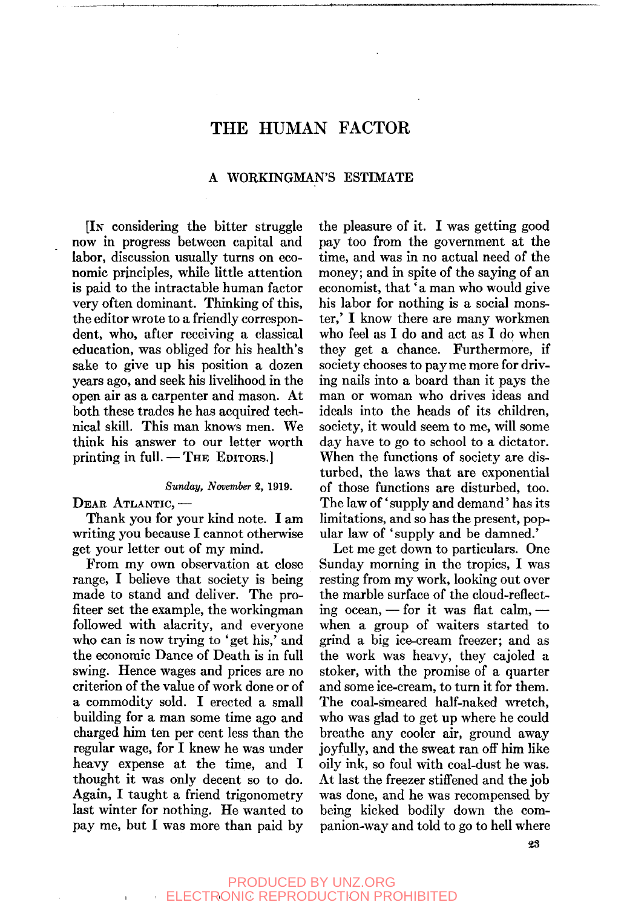# THE HUMAN FACTOR

## A WORKINGMAN'S ESTIMATE

[In considering the bitter struggle now in progress between capital and labor, discussion usually turns on economic principles, while little attention is paid to the intractable human factor very often dominant. Thinking of this, the editor wrote to a friendly correspondent, who, after receiving a classical education, was obliged for his health's sake to give up his position a dozen years ago, and seek his livelihood in the open air as a carpenter and mason. At both these trades he has acquired technical skill. This man knows men. We think his answer to our letter worth printing in full. — The Editors.]

*Sunday, November 2, 1919.*

Dear Atlantic, —

Thank you for your kind note. I am writing you because I cannot otherwise get your letter out of my mind.

From my own observation at close range, I believe that society is being made to stand and deliver. The profiteer set the example, the workingman followed with alacrity, and everyone who can is now trying to 'get his,' and the economic Dance of Death is in full swing. Hence wages and prices are no criterion of the value of work done or of a commodity sold. I erected a small building for a man some time ago and charged him ten per cent less than the regular wage, for I knew he was under heavy expense at the time, and I thought it was only decent so to do. Again, I taught a friend trigonometry last winter for nothing. He wanted to pay me, but I was more than paid by the pleasure of it. I was getting good pay too from the government at the time, and was in no actual need of the money; and in spite of the saying of an economist, that 'a man who would give his labor for nothing is a social monster,' I know there are many workmen who feel as I do and act as I do when they get a chance. Furthermore, if society chooses to pay me more for driving nails into a board than it pays the man or woman who drives ideas and ideals into the heads of its children, society, it would seem to me, will some day have to go to school to a dictator. When the functions of society are disturbed, the laws that are exponential of those functions are disturbed, too. The law of 'supply and demand' has its limitations, and so has the present, popular law of 'supply and be damned.'

Let me get down to particulars. One Sunday morning in the tropics, I was resting from my work, looking out over the marble surface of the cloud-reflecting ocean, — for it was flat calm, — when a group of waiters started to grind a big ice-cream freezer; and as the work was heavy, they cajoled a stoker, with the promise of a quarter and some ice-cream, to turn it for them. The coal-smeared half-naked wretch, who was glad to get up where he could breathe any cooler air, ground away joyfully, and the sweat ran off him like oily ink, so foul with coal-dust he was. At last the freezer stiffened and the job was done, and he was recompensed by being kicked bodily down the companion-way and told to go to hell where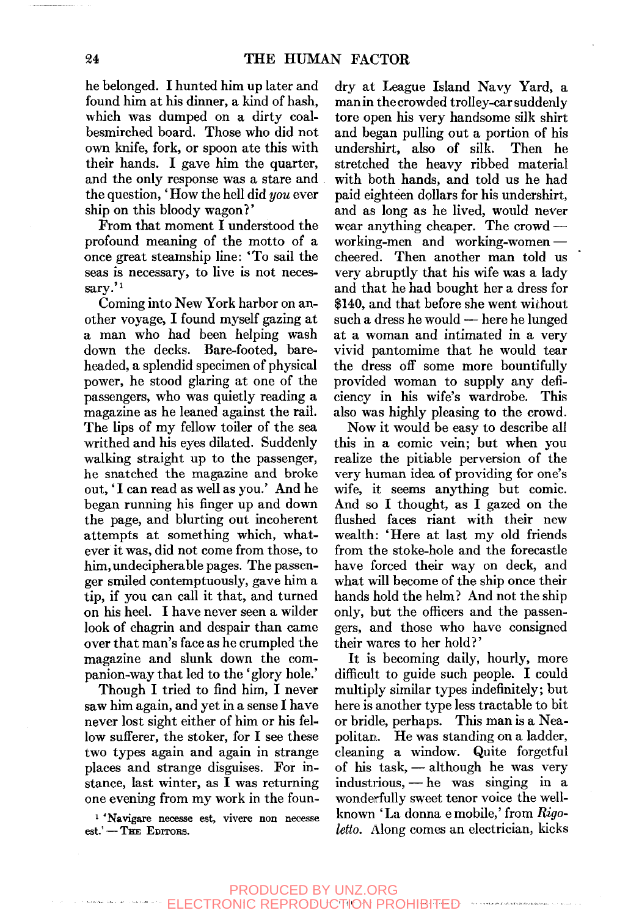he belonged. I hunted him up later and found him at his dinner, a kind of hash, which was dumped on a dirty coal-besmirched board. Those who did not own knife, fork, or spoon ate this with their hands. I gave him the quarter, and the only response was a stare and the question, 'How the hell did *you* ever ship on this bloody wagon?'

From that moment I understood the profound meaning of the motto of a once great steamship line: 'To sail the seas is necessary, to live is not necessary.'[1]

Coming into New York harbor on another voyage, I found myself gazing at a man who had been helping wash down the decks. Bare-footed, bare-headed, a splendid specimen of physical power, he stood glaring at one of the passengers, who was quietly reading a magazine as he leaned against the rail. The lips of my fellow toiler of the sea writhed and his eyes dilated. Suddenly walking straight up to the passenger, he snatched the magazine and broke out, 'I can read as well as you.' And he began running his finger up and down the page, and blurting out incoherent attempts at something which, whatever it was, did not come from those, to him, undecipherable pages. The passenger smiled contemptuously, gave him a tip, if you can call it that, and turned on his heel. I have never seen a wilder look of chagrin and despair than came over that man's face as he crumpled the magazine and slunk down the companion-way that led to the 'glory hole.'

Though I tried to find him, I never saw him again, and yet in a sense I have never lost sight either of him or his fellow sufferer, the stoker, for I see these two types again and again in strange places and strange disguises. For instance, last winter, as I was returning one evening from my work in the foundry at League Island Navy Yard, a man in the crowded trolley-car suddenly tore open his very handsome silk shirt and began pulling out a portion of his undershirt, also of silk. Then he stretched the heavy ribbed material with both hands, and told us he had paid eighteen dollars for his undershirt, and as long as he lived, would never wear anything cheaper. The crowd — working-men and working-women — cheered. Then another man told us very abruptly that his wife was a lady and that he had bought her a dress for $140, and that before she went without such a dress he would — here he lunged at a woman and intimated in a very vivid pantomime that he would tear the dress off some more bountifully provided woman to supply any deficiency in his wife's wardrobe. This also was highly pleasing to the crowd.

Now it would be easy to describe all this in a comic vein; but when you realize the pitiable perversion of the very human idea of providing for one's wife, it seems anything but comic. And so I thought, as I gazed on the flushed faces riant with their new wealth: 'Here at last my old friends from the stoke-hole and the forecastle have forced their way on deck, and what will become of the ship once their hands hold the helm? And not the ship only, but the officers and the passengers, and those who have consigned their wares to her hold?'

It is becoming daily, hourly, more difficult to guide such people. I could multiply similar types indefinitely; but here is another type less tractable to bit or bridle, perhaps. This man is a Neapolitan. He was standing on a ladder, cleaning a window. Quite forgetful of his task, — although he was very industrious, — he was singing in a wonderfully sweet tenor voice the well-known 'La donna e mobile,' from *Rigoletto*. Along comes an electrician, kicks

[1] 'Navigare necesse est, vivere non necesse est.' — The Editors.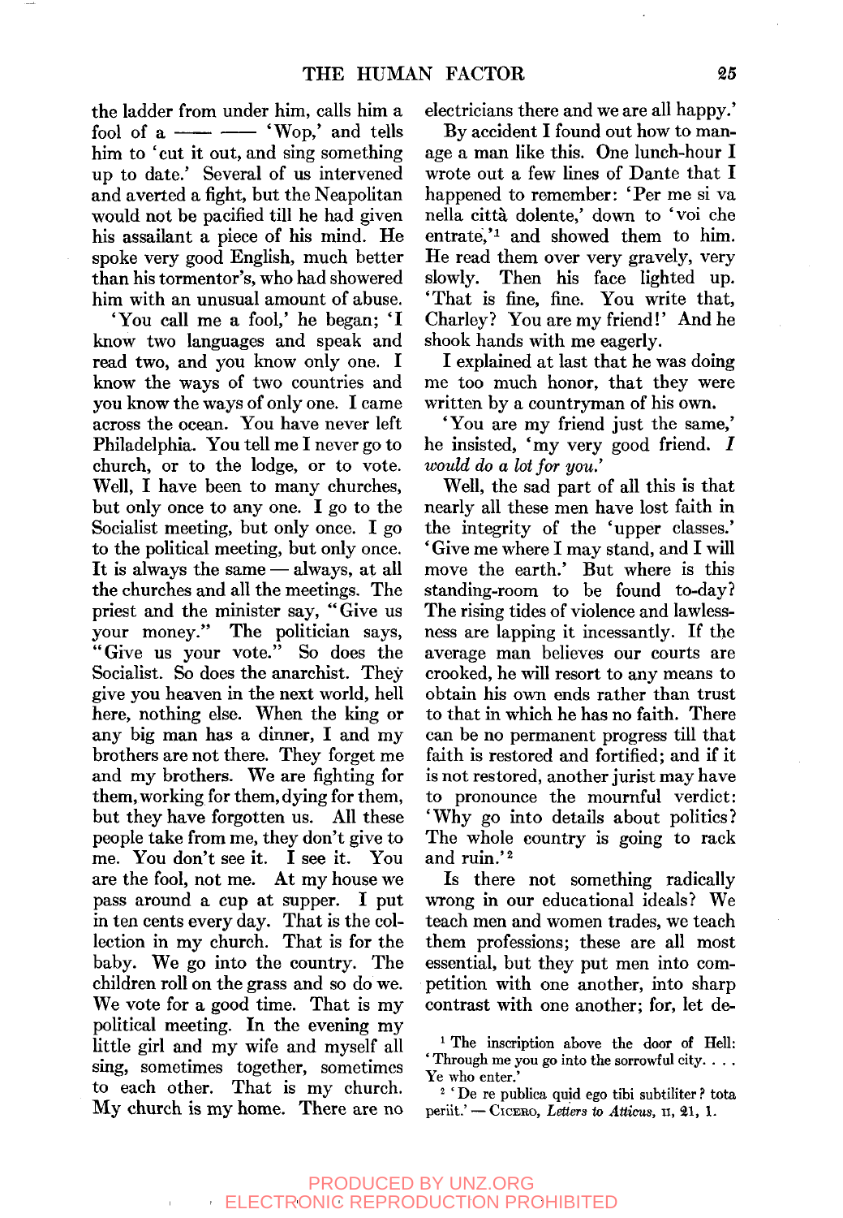the ladder from under him, calls him a fool of a —— —— 'Wop,' and tells him to 'cut it out, and sing something up to date.' Several of us intervened and averted a fight, but the Neapolitan would not be pacified till he had given his assailant a piece of his mind. He spoke very good English, much better than his tormentor's, who had showered him with an unusual amount of abuse.

'You call me a fool,' he began; 'I know two languages and speak and read two, and you know only one. I know the ways of two countries and you know the ways of only one. I came across the ocean. You have never left Philadelphia. You tell me I never go to church, or to the lodge, or to vote. Well, I have been to many churches, but only once to any one. I go to the Socialist meeting, but only once. I go to the political meeting, but only once. It is always the same — always, at all the churches and all the meetings. The priest and the minister say, "Give us your money." The politician says, "Give us your vote." So does the Socialist. So does the anarchist. They give you heaven in the next world, hell here, nothing else. When the king or any big man has a dinner, I and my brothers are not there. They forget me and my brothers. We are fighting for them, working for them, dying for them, but they have forgotten us. All these people take from me, they don't give to me. You don't see it. I see it. You are the fool, not me. At my house we pass around a cup at supper. I put in ten cents every day. That is the collection in my church. That is for the baby. We go into the country. The children roll on the grass and so do we. We vote for a good time. That is my political meeting. In the evening my little girl and my wife and myself all sing, sometimes together, sometimes to each other. That is my church. My church is my home. There are no electricians there and we are all happy.'

By accident I found out how to manage a man like this. One lunch-hour I wrote out a few lines of Dante that I happened to remember: 'Per me si va nella città dolente,' down to 'voi che entrate,'[1] and showed them to him. He read them over very gravely, very slowly. Then his face lighted up. 'That is fine, fine. You write that, Charley? You are my friend!' And he shook hands with me eagerly.

I explained at last that he was doing me too much honor, that they were written by a countryman of his own.

'You are my friend just the same,' he insisted, 'my very good friend. *I would do a lot for you.*'

Well, the sad part of all this is that nearly all these men have lost faith in the integrity of the 'upper classes.' 'Give me where I may stand, and I will move the earth.' But where is this standing-room to be found to-day? The rising tides of violence and lawlessness are lapping it incessantly. If the average man believes our courts are crooked, he will resort to any means to obtain his own ends rather than trust to that in which he has no faith. There can be no permanent progress till that faith is restored and fortified; and if it is not restored, another jurist may have to pronounce the mournful verdict: 'Why go into details about politics? The whole country is going to rack and ruin.'[2]

Is there not something radically wrong in our educational ideals? We teach men and women trades, we teach them professions; these are all most essential, but they put men into competition with one another, into sharp contrast with one another; for, let de-

[1] The inscription above the door of Hell: 'Through me you go into the sorrowful city. . . . Ye who enter.'

[2] 'De re publica quid ego tibi subtiliter? tota periit.' — Cicero, *Letters to Atticus*, II, 21, 1.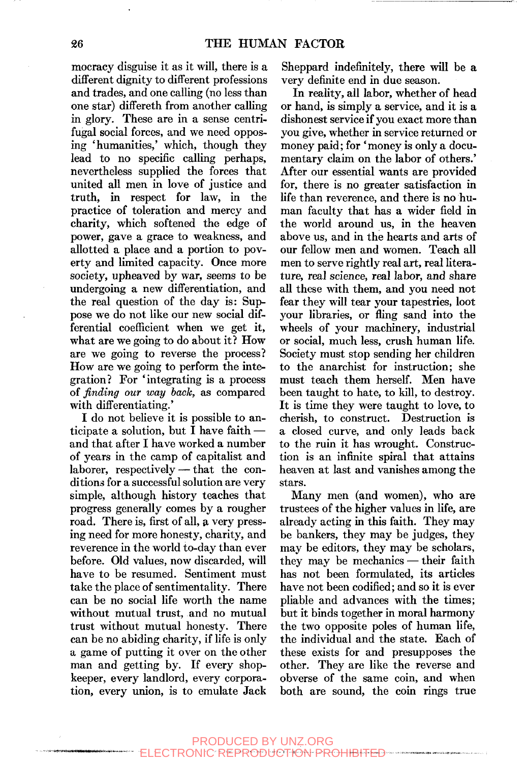mocracy disguise it as it will, there is a different dignity to different professions and trades, and one calling (no less than one star) differeth from another calling in glory. These are in a sense centrifugal social forces, and we need opposing 'humanities,' which, though they lead to no specific calling perhaps, nevertheless supplied the forces that united all men in love of justice and truth, in respect for law, in the practice of toleration and mercy and charity, which softened the edge of power, gave a grace to weakness, and allotted a place and a portion to poverty and limited capacity. Once more society, upheaved by war, seems to be undergoing a new differentiation, and the real question of the day is: Suppose we do not like our new social differential coefficient when we get it, what are we going to do about it? How are we going to reverse the process? How are we going to perform the integration? For 'integrating is a process of *finding our way back*, as compared with differentiating.'

I do not believe it is possible to anticipate a solution, but I have faith — and that after I have worked a number of years in the camp of capitalist and laborer, respectively — that the conditions for a successful solution are very simple, although history teaches that progress generally comes by a rougher road. There is, first of all, a very pressing need for more honesty, charity, and reverence in the world to-day than ever before. Old values, now discarded, will have to be resumed. Sentiment must take the place of sentimentality. There can be no social life worth the name without mutual trust, and no mutual trust without mutual honesty. There can be no abiding charity, if life is only a game of putting it over on the other man and getting by. If every shopkeeper, every landlord, every corporation, every union, is to emulate Jack Sheppard indefinitely, there will be a very definite end in due season.

In reality, all labor, whether of head or hand, is simply a service, and it is a dishonest service if you exact more than you give, whether in service returned or money paid; for 'money is only a documentary claim on the labor of others.' After our essential wants are provided for, there is no greater satisfaction in life than reverence, and there is no human faculty that has a wider field in the world around us, in the heaven above us, and in the hearts and arts of our fellow men and women. Teach all men to serve rightly real art, real literature, real science, real labor, and share all these with them, and you need not fear they will tear your tapestries, loot your libraries, or fling sand into the wheels of your machinery, industrial or social, much less, crush human life. Society must stop sending her children to the anarchist for instruction; she must teach them herself. Men have been taught to hate, to kill, to destroy. It is time they were taught to love, to cherish, to construct. Destruction is a closed curve, and only leads back to the ruin it has wrought. Construction is an infinite spiral that attains heaven at last and vanishes among the stars.

Many men (and women), who are trustees of the higher values in life, are already acting in this faith. They may be bankers, they may be judges, they may be editors, they may be scholars, they may be mechanics — their faith has not been formulated, its articles have not been codified; and so it is ever pliable and advances with the times; but it binds together in moral harmony the two opposite poles of human life, the individual and the state. Each of these exists for and presupposes the other. They are like the reverse and obverse of the same coin, and when both are sound, the coin rings true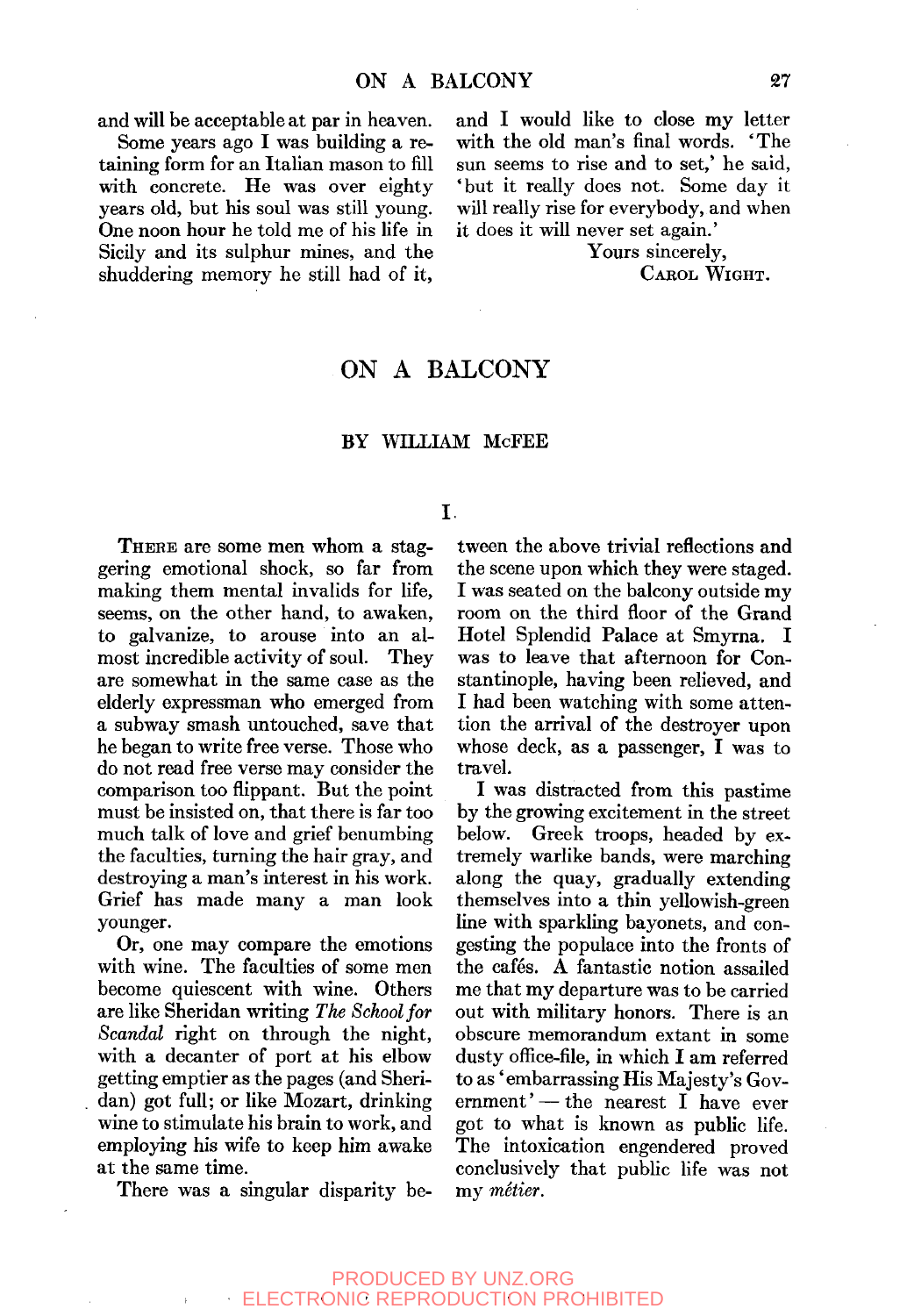and will be acceptable at par in heaven.

Some years ago I was building a retaining form for an Italian mason to fill with concrete. He was over eighty years old, but his soul was still young. One noon hour he told me of his life in Sicily and its sulphur mines, and the shuddering memory he still had of it, and I would like to close my letter with the old man's final words. 'The sun seems to rise and to set,' he said, 'but it really does not. Some day it will really rise for everybody, and when it does it will never set again.'

Yours sincerely,
CAROL WIGHT.

# ON A BALCONY

### BY WILLIAM McFEE

## I

THERE are some men whom a staggering emotional shock, so far from making them mental invalids for life, seems, on the other hand, to awaken, to galvanize, to arouse into an almost incredible activity of soul. They are somewhat in the same case as the elderly expressman who emerged from a subway smash untouched, save that he began to write free verse. Those who do not read free verse may consider the comparison too flippant. But the point must be insisted on, that there is far too much talk of love and grief benumbing the faculties, turning the hair gray, and destroying a man's interest in his work. Grief has made many a man look younger.

Or, one may compare the emotions with wine. The faculties of some men become quiescent with wine. Others are like Sheridan writing *The School for Scandal* right on through the night, with a decanter of port at his elbow getting emptier as the pages (and Sheridan) got full; or like Mozart, drinking wine to stimulate his brain to work, and employing his wife to keep him awake at the same time.

There was a singular disparity between the above trivial reflections and the scene upon which they were staged. I was seated on the balcony outside my room on the third floor of the Grand Hotel Splendid Palace at Smyrna. I was to leave that afternoon for Constantinople, having been relieved, and I had been watching with some attention the arrival of the destroyer upon whose deck, as a passenger, I was to travel.

I was distracted from this pastime by the growing excitement in the street below. Greek troops, headed by extremely warlike bands, were marching along the quay, gradually extending themselves into a thin yellowish-green line with sparkling bayonets, and congesting the populace into the fronts of the cafés. A fantastic notion assailed me that my departure was to be carried out with military honors. There is an obscure memorandum extant in some dusty office-file, in which I am referred to as 'embarrassing His Majesty's Government' — the nearest I have ever got to what is known as public life. The intoxication engendered proved conclusively that public life was not my *métier*.